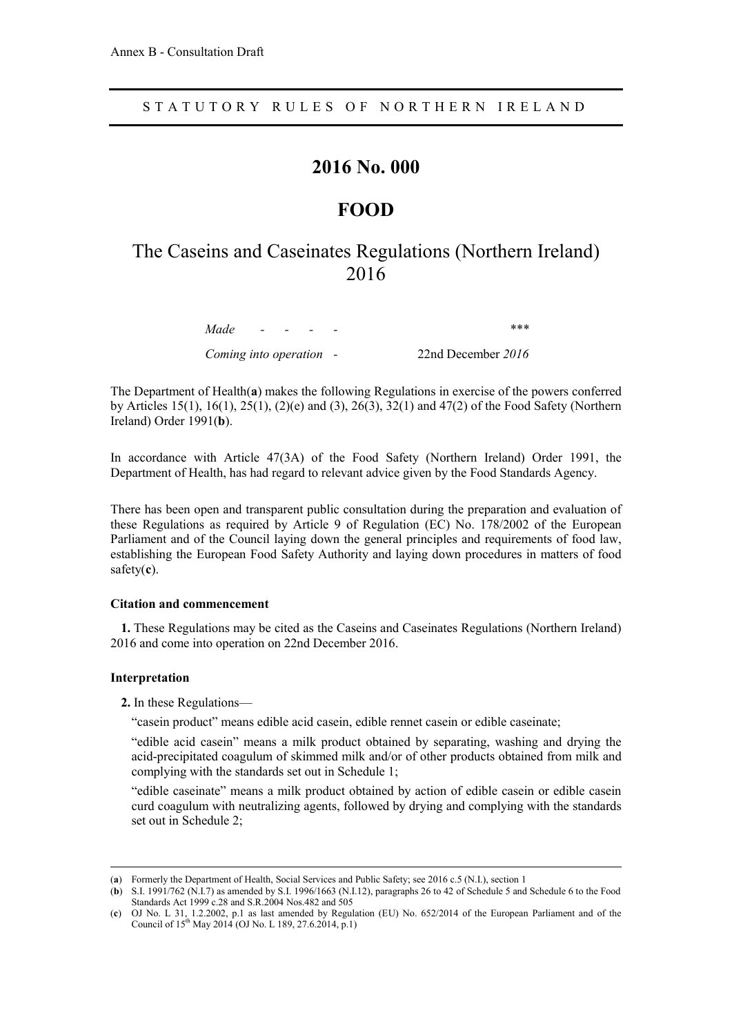Annex B - Consultation Draft

STATUTORY RULES OF NORTHERN IRELAND

# 2016 No. 000

# FOOD

# The Caseins and Caseinates Regulations (Northern Ireland) 2016

*Made* - - - - ***

*Coming into operation* - 22nd December *2016*

The Department of Health(**a**) makes the following Regulations in exercise of the powers conferred by Articles 15(1), 16(1), 25(1), (2)(e) and (3), 26(3), 32(1) and 47(2) of the Food Safety (Northern Ireland) Order 1991(**b**).

In accordance with Article 47(3A) of the Food Safety (Northern Ireland) Order 1991, the Department of Health, has had regard to relevant advice given by the Food Standards Agency.

There has been open and transparent public consultation during the preparation and evaluation of these Regulations as required by Article 9 of Regulation (EC) No. 178/2002 of the European Parliament and of the Council laying down the general principles and requirements of food law, establishing the European Food Safety Authority and laying down procedures in matters of food safety(**c**).

### Citation and commencement

**1.** These Regulations may be cited as the Caseins and Caseinates Regulations (Northern Ireland) 2016 and come into operation on 22nd December 2016.

### Interpretation

**2.** In these Regulations—

"casein product" means edible acid casein, edible rennet casein or edible caseinate;

"edible acid casein" means a milk product obtained by separating, washing and drying the acid-precipitated coagulum of skimmed milk and/or of other products obtained from milk and complying with the standards set out in Schedule 1;

"edible caseinate" means a milk product obtained by action of edible casein or edible casein curd coagulum with neutralizing agents, followed by drying and complying with the standards set out in Schedule 2;

---

(**a**) Formerly the Department of Health, Social Services and Public Safety; see 2016 c.5 (N.I.), section 1

(**b**) S.I. 1991/762 (N.I.7) as amended by S.I. 1996/1663 (N.I.12), paragraphs 26 to 42 of Schedule 5 and Schedule 6 to the Food Standards Act 1999 c.28 and S.R.2004 Nos.482 and 505

(**c**) OJ No. L 31, 1.2.2002, p.1 as last amended by Regulation (EU) No. 652/2014 of the European Parliament and of the Council of 15th May 2014 (OJ No. L 189, 27.6.2014, p.1)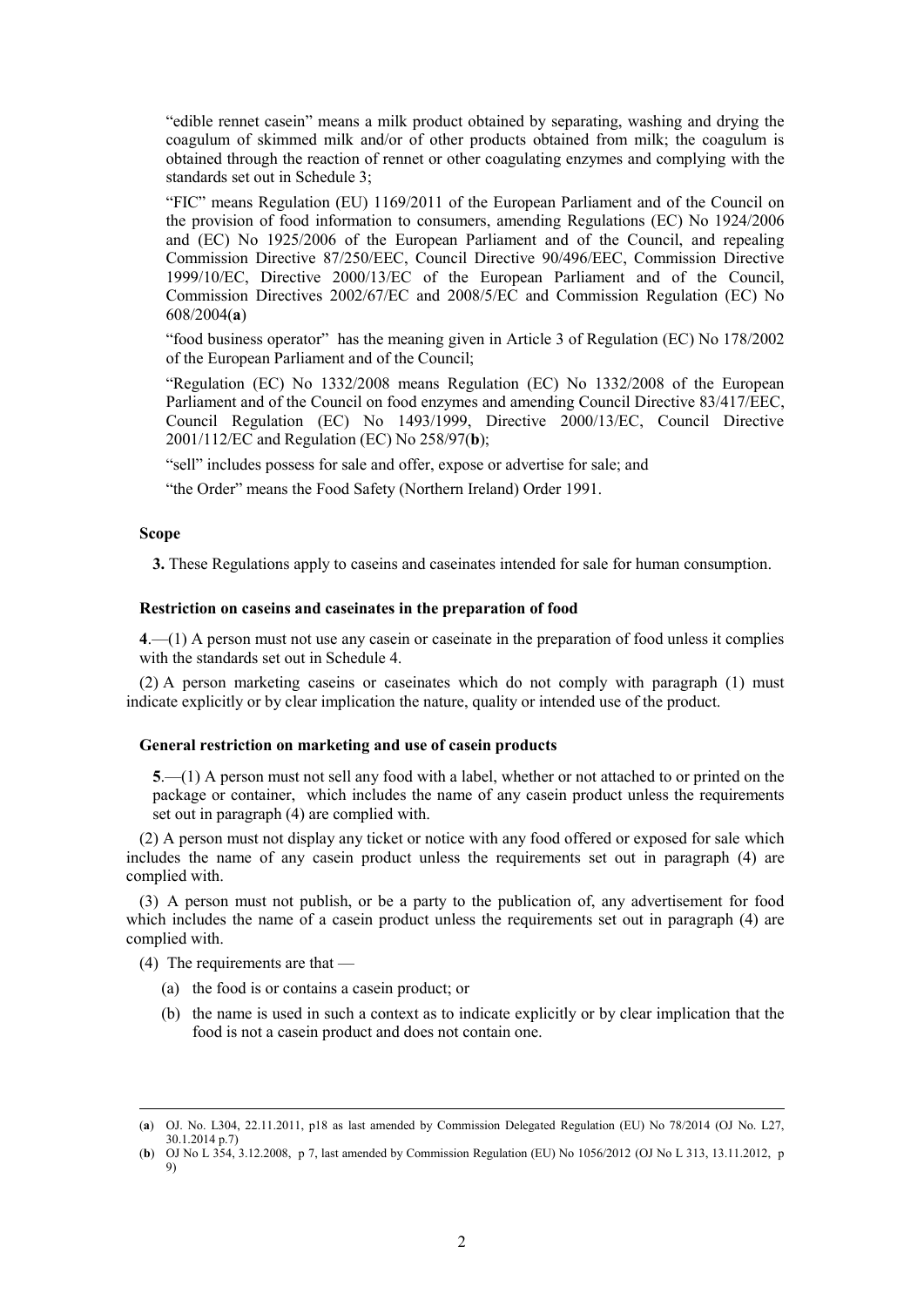"edible rennet casein" means a milk product obtained by separating, washing and drying the coagulum of skimmed milk and/or of other products obtained from milk; the coagulum is obtained through the reaction of rennet or other coagulating enzymes and complying with the standards set out in Schedule 3;

"FIC" means Regulation (EU) 1169/2011 of the European Parliament and of the Council on the provision of food information to consumers, amending Regulations (EC) No 1924/2006 and (EC) No 1925/2006 of the European Parliament and of the Council, and repealing Commission Directive 87/250/EEC, Council Directive 90/496/EEC, Commission Directive 1999/10/EC, Directive 2000/13/EC of the European Parliament and of the Council, Commission Directives 2002/67/EC and 2008/5/EC and Commission Regulation (EC) No 608/2004(**a**)

"food business operator" has the meaning given in Article 3 of Regulation (EC) No 178/2002 of the European Parliament and of the Council;

"Regulation (EC) No 1332/2008 means Regulation (EC) No 1332/2008 of the European Parliament and of the Council on food enzymes and amending Council Directive 83/417/EEC, Council Regulation (EC) No 1493/1999, Directive 2000/13/EC, Council Directive 2001/112/EC and Regulation (EC) No 258/97(**b**);

"sell" includes possess for sale and offer, expose or advertise for sale; and

"the Order" means the Food Safety (Northern Ireland) Order 1991.

**Scope**

**3.** These Regulations apply to caseins and caseinates intended for sale for human consumption.

**Restriction on caseins and caseinates in the preparation of food**

**4**.—(1) A person must not use any casein or caseinate in the preparation of food unless it complies with the standards set out in Schedule 4.

(2) A person marketing caseins or caseinates which do not comply with paragraph (1) must indicate explicitly or by clear implication the nature, quality or intended use of the product.

**General restriction on marketing and use of casein products**

**5**.—(1) A person must not sell any food with a label, whether or not attached to or printed on the package or container, which includes the name of any casein product unless the requirements set out in paragraph (4) are complied with.

(2) A person must not display any ticket or notice with any food offered or exposed for sale which includes the name of any casein product unless the requirements set out in paragraph (4) are complied with.

(3) A person must not publish, or be a party to the publication of, any advertisement for food which includes the name of a casein product unless the requirements set out in paragraph (4) are complied with.

(4) The requirements are that —

(a) the food is or contains a casein product; or

(b) the name is used in such a context as to indicate explicitly or by clear implication that the food is not a casein product and does not contain one.

---

(**a**) OJ. No. L304, 22.11.2011, p18 as last amended by Commission Delegated Regulation (EU) No 78/2014 (OJ No. L27, 30.1.2014 p.7)

(**b**) OJ No L 354, 3.12.2008, p 7, last amended by Commission Regulation (EU) No 1056/2012 (OJ No L 313, 13.11.2012, p 9)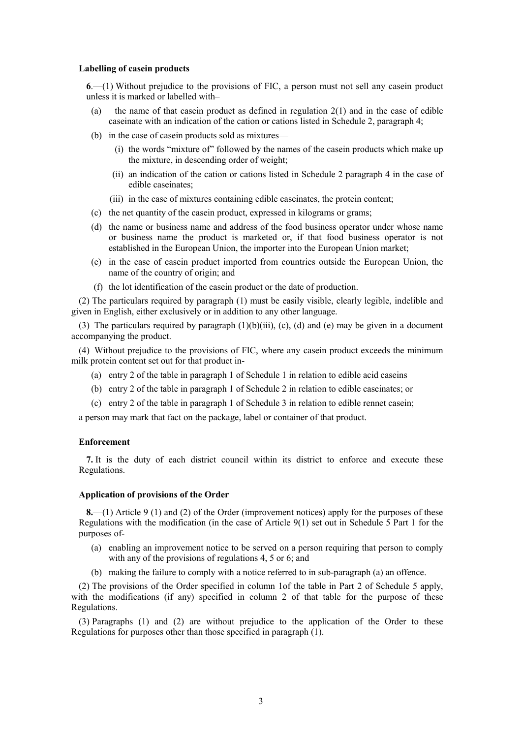**Labelling of casein products**

**6**.—(1) Without prejudice to the provisions of FIC, a person must not sell any casein product unless it is marked or labelled with–

(a) the name of that casein product as defined in regulation 2(1) and in the case of edible caseinate with an indication of the cation or cations listed in Schedule 2, paragraph 4;

(b) in the case of casein products sold as mixtures—

(i) the words "mixture of" followed by the names of the casein products which make up the mixture, in descending order of weight;

(ii) an indication of the cation or cations listed in Schedule 2 paragraph 4 in the case of edible caseinates;

(iii) in the case of mixtures containing edible caseinates, the protein content;

(c) the net quantity of the casein product, expressed in kilograms or grams;

(d) the name or business name and address of the food business operator under whose name or business name the product is marketed or, if that food business operator is not established in the European Union, the importer into the European Union market;

(e) in the case of casein product imported from countries outside the European Union, the name of the country of origin; and

(f) the lot identification of the casein product or the date of production.

(2) The particulars required by paragraph (1) must be easily visible, clearly legible, indelible and given in English, either exclusively or in addition to any other language.

(3) The particulars required by paragraph (1)(b)(iii), (c), (d) and (e) may be given in a document accompanying the product.

(4) Without prejudice to the provisions of FIC, where any casein product exceeds the minimum milk protein content set out for that product in-

(a) entry 2 of the table in paragraph 1 of Schedule 1 in relation to edible acid caseins

(b) entry 2 of the table in paragraph 1 of Schedule 2 in relation to edible caseinates; or

(c) entry 2 of the table in paragraph 1 of Schedule 3 in relation to edible rennet casein;

a person may mark that fact on the package, label or container of that product.

**Enforcement**

**7.** It is the duty of each district council within its district to enforce and execute these Regulations.

**Application of provisions of the Order**

**8.**—(1) Article 9 (1) and (2) of the Order (improvement notices) apply for the purposes of these Regulations with the modification (in the case of Article 9(1) set out in Schedule 5 Part 1 for the purposes of-

(a) enabling an improvement notice to be served on a person requiring that person to comply with any of the provisions of regulations 4, 5 or 6; and

(b) making the failure to comply with a notice referred to in sub-paragraph (a) an offence.

(2) The provisions of the Order specified in column 1of the table in Part 2 of Schedule 5 apply, with the modifications (if any) specified in column 2 of that table for the purpose of these Regulations.

(3) Paragraphs (1) and (2) are without prejudice to the application of the Order to these Regulations for purposes other than those specified in paragraph (1).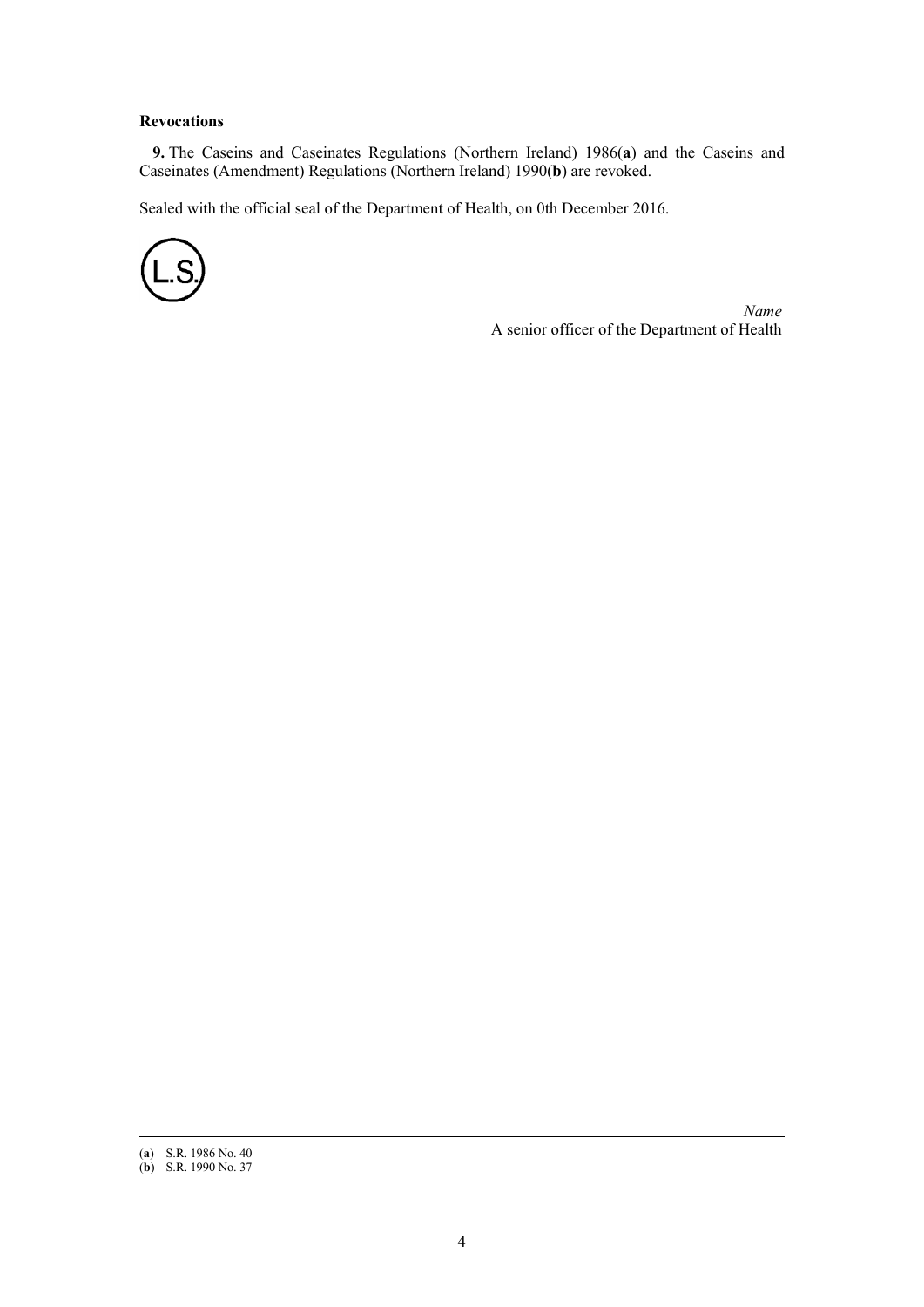**Revocations**

**9.** The Caseins and Caseinates Regulations (Northern Ireland) 1986(**a**) and the Caseins and Caseinates (Amendment) Regulations (Northern Ireland) 1990(**b**) are revoked.

Sealed with the official seal of the Department of Health, on 0th December 2016.

L.S.

*Name*
A senior officer of the Department of Health

(**a**) S.R. 1986 No. 40
(**b**) S.R. 1990 No. 37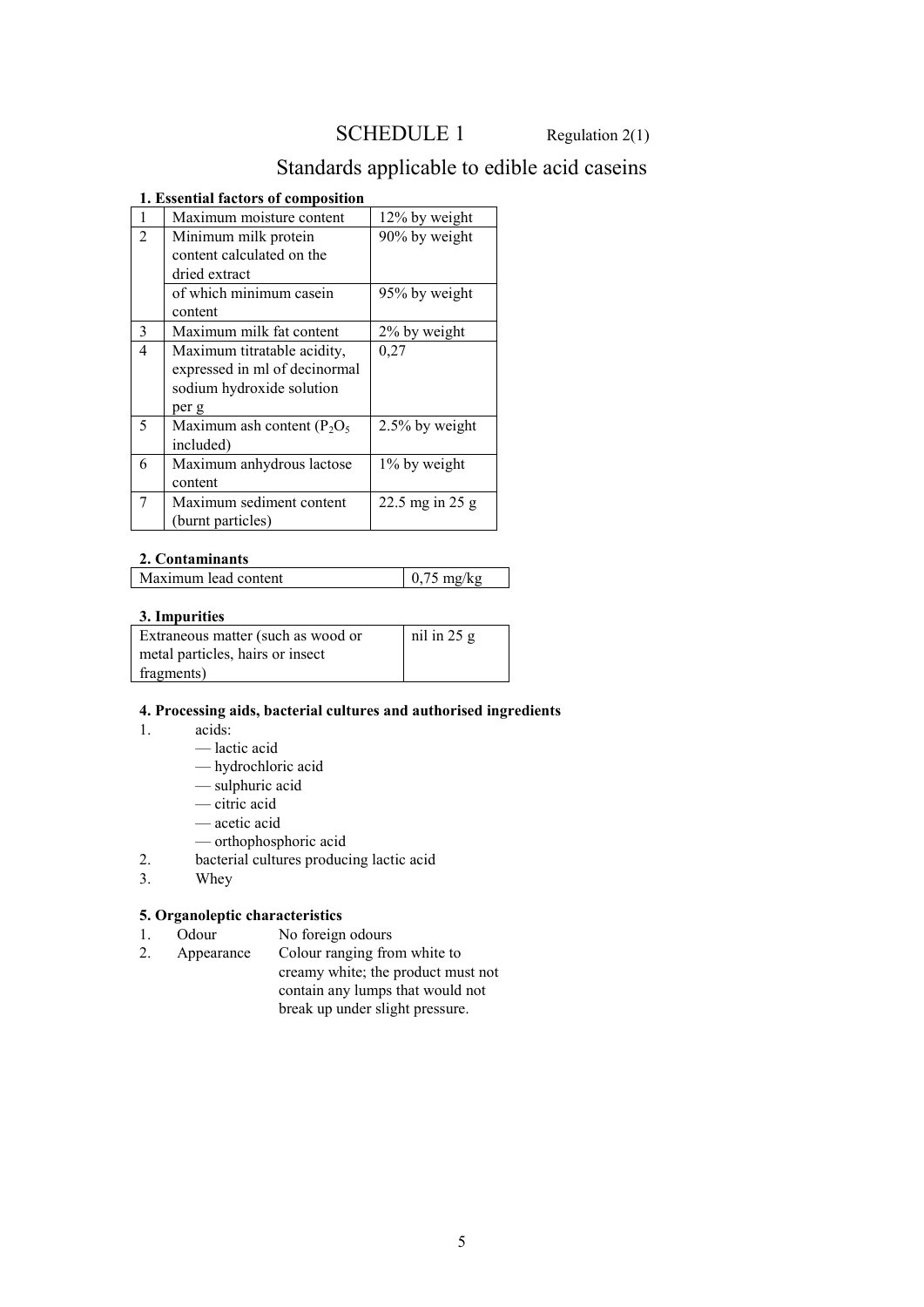# SCHEDULE 1

Regulation 2(1)

## Standards applicable to edible acid caseins

**1. Essential factors of composition**

| | | |
|---|---|---|
| 1 | Maximum moisture content | 12% by weight |
| 2 | Minimum milk protein content calculated on the dried extract | 90% by weight |
| | of which minimum casein content | 95% by weight |
| 3 | Maximum milk fat content | 2% by weight |
| 4 | Maximum titratable acidity, expressed in ml of decinormal sodium hydroxide solution per g | 0,27 |
| 5 | Maximum ash content ($P_2O_5$ included) | 2.5% by weight |
| 6 | Maximum anhydrous lactose content | 1% by weight |
| 7 | Maximum sediment content (burnt particles) | 22.5 mg in 25 g |

**2. Contaminants**

| | |
|---|---|
| Maximum lead content | 0,75 mg/kg |

**3. Impurities**

| | |
|---|---|
| Extraneous matter (such as wood or metal particles, hairs or insect fragments) | nil in 25 g |

**4. Processing aids, bacterial cultures and authorised ingredients**

1. acids:
   - — lactic acid
   - — hydrochloric acid
   - — sulphuric acid
   - — citric acid
   - — acetic acid
   - — orthophosphoric acid
2. bacterial cultures producing lactic acid
3. Whey

**5. Organoleptic characteristics**

1. Odour — No foreign odours
2. Appearance — Colour ranging from white to creamy white; the product must not contain any lumps that would not break up under slight pressure.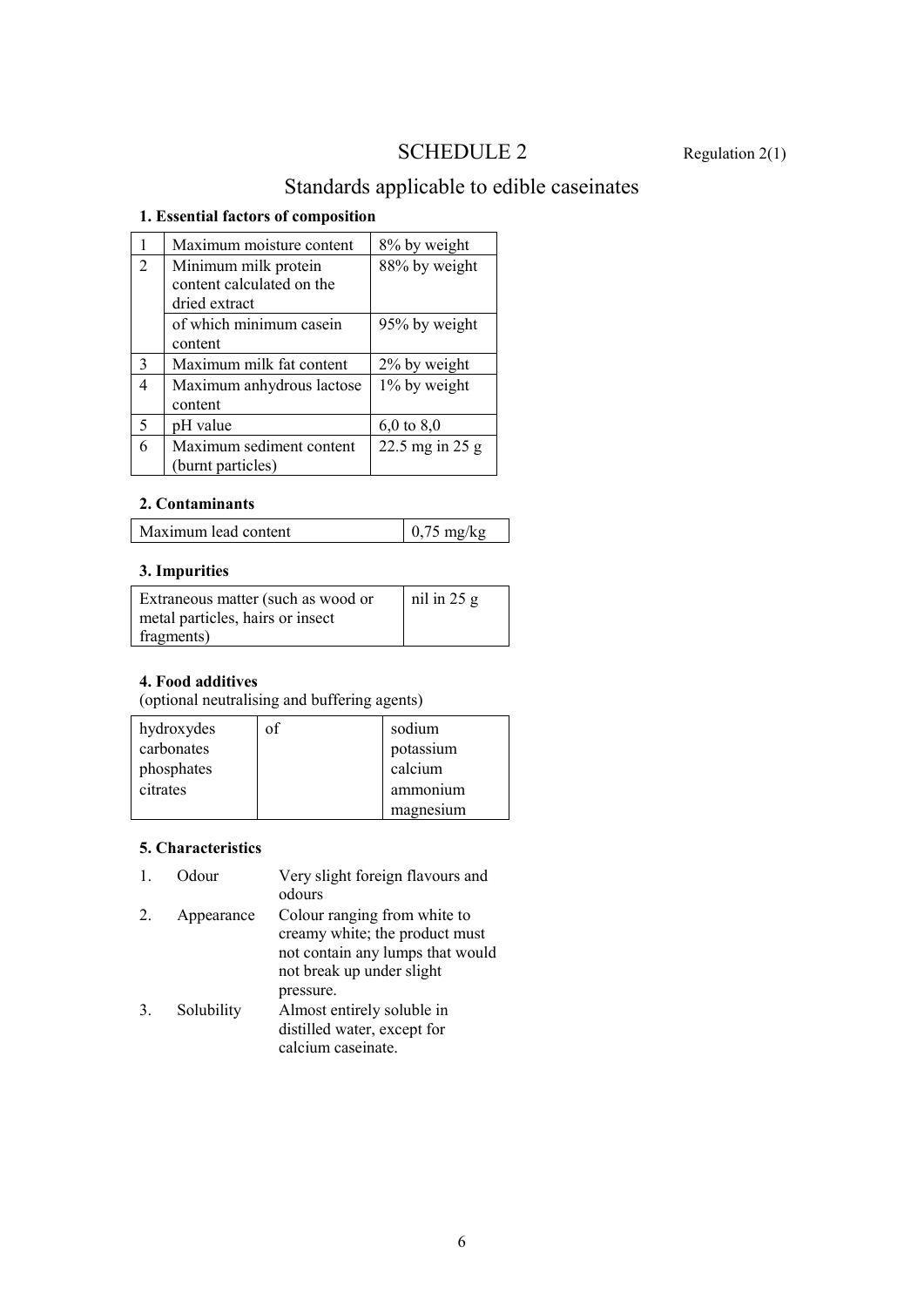# SCHEDULE 2

Regulation 2(1)

## Standards applicable to edible caseinates

### 1. Essential factors of composition

| | | |
|---|---|---|
| 1 | Maximum moisture content | 8% by weight |
| 2 | Minimum milk protein content calculated on the dried extract | 88% by weight |
| | of which minimum casein content | 95% by weight |
| 3 | Maximum milk fat content | 2% by weight |
| 4 | Maximum anhydrous lactose content | 1% by weight |
| 5 | pH value | 6,0 to 8,0 |
| 6 | Maximum sediment content (burnt particles) | 22.5 mg in 25 g |

### 2. Contaminants

| | |
|---|---|
| Maximum lead content | 0,75 mg/kg |

### 3. Impurities

| | |
|---|---|
| Extraneous matter (such as wood or metal particles, hairs or insect fragments) | nil in 25 g |

### 4. Food additives

(optional neutralising and buffering agents)

| | | |
|---|---|---|
| hydroxydes<br>carbonates<br>phosphates<br>citrates | of | sodium<br>potassium<br>calcium<br>ammonium<br>magnesium |

### 5. Characteristics

1. Odour — Very slight foreign flavours and odours
2. Appearance — Colour ranging from white to creamy white; the product must not contain any lumps that would not break up under slight pressure.
3. Solubility — Almost entirely soluble in distilled water, except for calcium caseinate.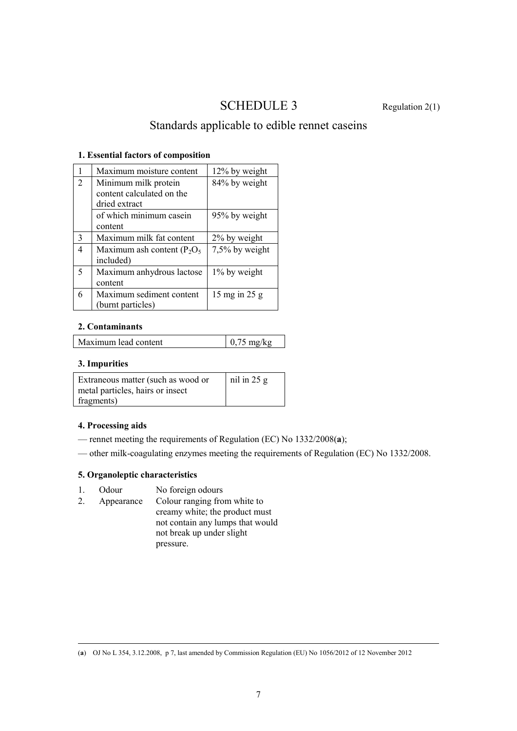# SCHEDULE 3

Regulation 2(1)

## Standards applicable to edible rennet caseins

### 1. Essential factors of composition

| | | |
|---|---|---|
| 1 | Maximum moisture content | 12% by weight |
| 2 | Minimum milk protein content calculated on the dried extract | 84% by weight |
| | of which minimum casein content | 95% by weight |
| 3 | Maximum milk fat content | 2% by weight |
| 4 | Maximum ash content ($P_2O_5$ included) | 7,5% by weight |
| 5 | Maximum anhydrous lactose content | 1% by weight |
| 6 | Maximum sediment content (burnt particles) | 15 mg in 25 g |

### 2. Contaminants

| | |
|---|---|
| Maximum lead content | 0,75 mg/kg |

### 3. Impurities

| | |
|---|---|
| Extraneous matter (such as wood or metal particles, hairs or insect fragments) | nil in 25 g |

### 4. Processing aids

— rennet meeting the requirements of Regulation (EC) No 1332/2008(**a**);

— other milk-coagulating enzymes meeting the requirements of Regulation (EC) No 1332/2008.

### 5. Organoleptic characteristics

1. Odour — No foreign odours
2. Appearance — Colour ranging from white to creamy white; the product must not contain any lumps that would not break up under slight pressure.

---

(**a**) OJ No L 354, 3.12.2008, p 7, last amended by Commission Regulation (EU) No 1056/2012 of 12 November 2012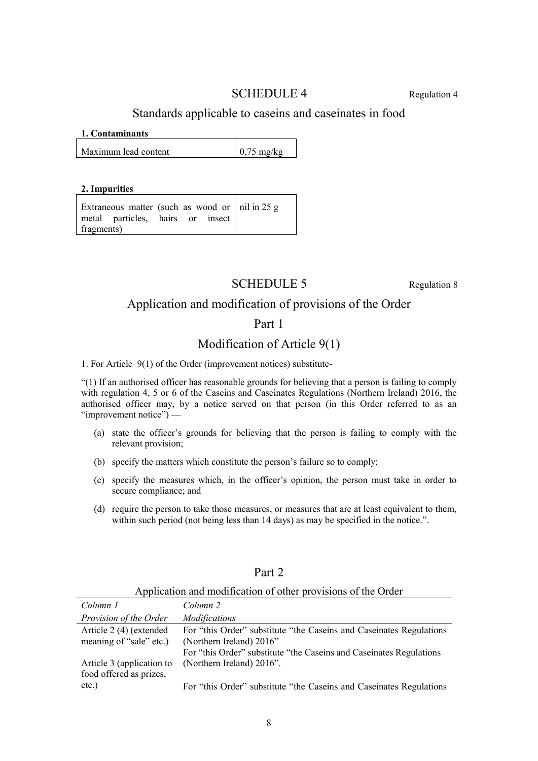# SCHEDULE 4

Regulation 4

## Standards applicable to caseins and caseinates in food

**1. Contaminants**

| | |
|---|---|
| Maximum lead content | 0,75 mg/kg |

**2. Impurities**

| | |
|---|---|
| Extraneous matter (such as wood or metal particles, hairs or insect fragments) | nil in 25 g |

# SCHEDULE 5

Regulation 8

## Application and modification of provisions of the Order

### Part 1

### Modification of Article 9(1)

1. For Article 9(1) of the Order (improvement notices) substitute-

"(1) If an authorised officer has reasonable grounds for believing that a person is failing to comply with regulation 4, 5 or 6 of the Caseins and Caseinates Regulations (Northern Ireland) 2016, the authorised officer may, by a notice served on that person (in this Order referred to as an "improvement notice") —

(a) state the officer's grounds for believing that the person is failing to comply with the relevant provision;

(b) specify the matters which constitute the person's failure so to comply;

(c) specify the measures which, in the officer's opinion, the person must take in order to secure compliance; and

(d) require the person to take those measures, or measures that are at least equivalent to them, within such period (not being less than 14 days) as may be specified in the notice.".

### Part 2

Application and modification of other provisions of the Order

| *Column 1* | *Column 2* |
|---|---|
| *Provision of the Order* | *Modifications* |
| Article 2 (4) (extended meaning of "sale" etc.) | For "this Order" substitute "the Caseins and Caseinates Regulations (Northern Ireland) 2016" |
| Article 3 (application to food offered as prizes, etc.) | For "this Order" substitute "the Caseins and Caseinates Regulations (Northern Ireland) 2016". |
| | For "this Order" substitute "the Caseins and Caseinates Regulations |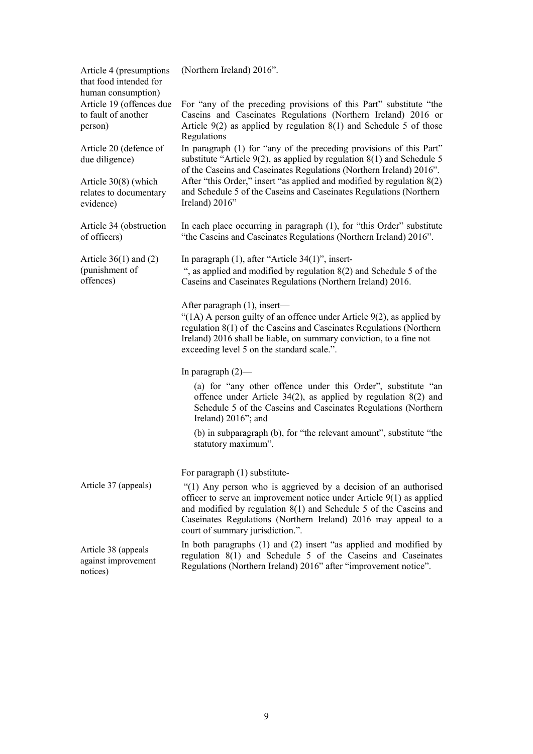| | |
|---|---|
| Article 4 (presumptions that food intended for human consumption) | (Northern Ireland) 2016". |
| Article 19 (offences due to fault of another person) | For "any of the preceding provisions of this Part" substitute "the Caseins and Caseinates Regulations (Northern Ireland) 2016 or Article 9(2) as applied by regulation 8(1) and Schedule 5 of those Regulations |
| Article 20 (defence of due diligence) | In paragraph (1) for "any of the preceding provisions of this Part" substitute "Article 9(2), as applied by regulation 8(1) and Schedule 5 of the Caseins and Caseinates Regulations (Northern Ireland) 2016". |
| Article 30(8) (which relates to documentary evidence) | After "this Order," insert "as applied and modified by regulation 8(2) and Schedule 5 of the Caseins and Caseinates Regulations (Northern Ireland) 2016" |
| Article 34 (obstruction of officers) | In each place occurring in paragraph (1), for "this Order" substitute "the Caseins and Caseinates Regulations (Northern Ireland) 2016". |
| Article 36(1) and (2) (punishment of offences) | In paragraph (1), after "Article 34(1)", insert- ", as applied and modified by regulation 8(2) and Schedule 5 of the Caseins and Caseinates Regulations (Northern Ireland) 2016.<br><br>After paragraph (1), insert— "(1A) A person guilty of an offence under Article 9(2), as applied by regulation 8(1) of the Caseins and Caseinates Regulations (Northern Ireland) 2016 shall be liable, on summary conviction, to a fine not exceeding level 5 on the standard scale.".<br><br>In paragraph (2)—<br>(a) for "any other offence under this Order", substitute "an offence under Article 34(2), as applied by regulation 8(2) and Schedule 5 of the Caseins and Caseinates Regulations (Northern Ireland) 2016"; and<br>(b) in subparagraph (b), for "the relevant amount", substitute "the statutory maximum". |
| Article 37 (appeals) | For paragraph (1) substitute- "(1) Any person who is aggrieved by a decision of an authorised officer to serve an improvement notice under Article 9(1) as applied and modified by regulation 8(1) and Schedule 5 of the Caseins and Caseinates Regulations (Northern Ireland) 2016 may appeal to a court of summary jurisdiction.". |
| Article 38 (appeals against improvement notices) | In both paragraphs (1) and (2) insert "as applied and modified by regulation 8(1) and Schedule 5 of the Caseins and Caseinates Regulations (Northern Ireland) 2016" after "improvement notice". |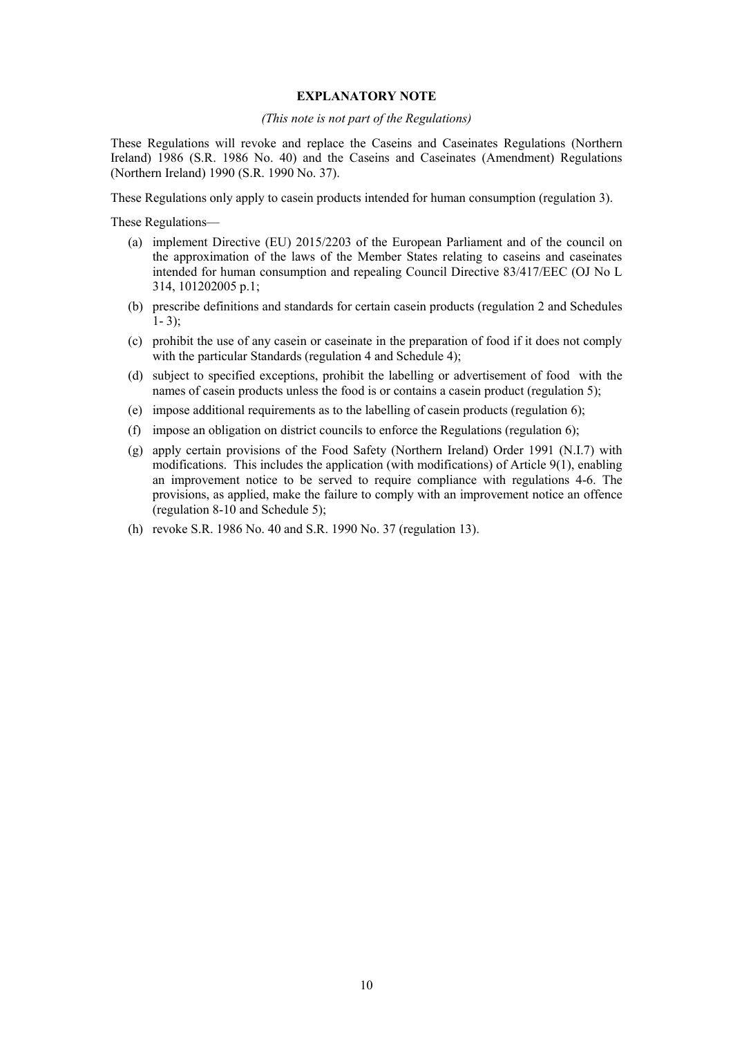# EXPLANATORY NOTE

*(This note is not part of the Regulations)*

These Regulations will revoke and replace the Caseins and Caseinates Regulations (Northern Ireland) 1986 (S.R. 1986 No. 40) and the Caseins and Caseinates (Amendment) Regulations (Northern Ireland) 1990 (S.R. 1990 No. 37).

These Regulations only apply to casein products intended for human consumption (regulation 3).

These Regulations—

(a) implement Directive (EU) 2015/2203 of the European Parliament and of the council on the approximation of the laws of the Member States relating to caseins and caseinates intended for human consumption and repealing Council Directive 83/417/EEC (OJ No L 314, 101202005 p.1;

(b) prescribe definitions and standards for certain casein products (regulation 2 and Schedules 1- 3);

(c) prohibit the use of any casein or caseinate in the preparation of food if it does not comply with the particular Standards (regulation 4 and Schedule 4);

(d) subject to specified exceptions, prohibit the labelling or advertisement of food with the names of casein products unless the food is or contains a casein product (regulation 5);

(e) impose additional requirements as to the labelling of casein products (regulation 6);

(f) impose an obligation on district councils to enforce the Regulations (regulation 6);

(g) apply certain provisions of the Food Safety (Northern Ireland) Order 1991 (N.I.7) with modifications. This includes the application (with modifications) of Article 9(1), enabling an improvement notice to be served to require compliance with regulations 4-6. The provisions, as applied, make the failure to comply with an improvement notice an offence (regulation 8-10 and Schedule 5);

(h) revoke S.R. 1986 No. 40 and S.R. 1990 No. 37 (regulation 13).